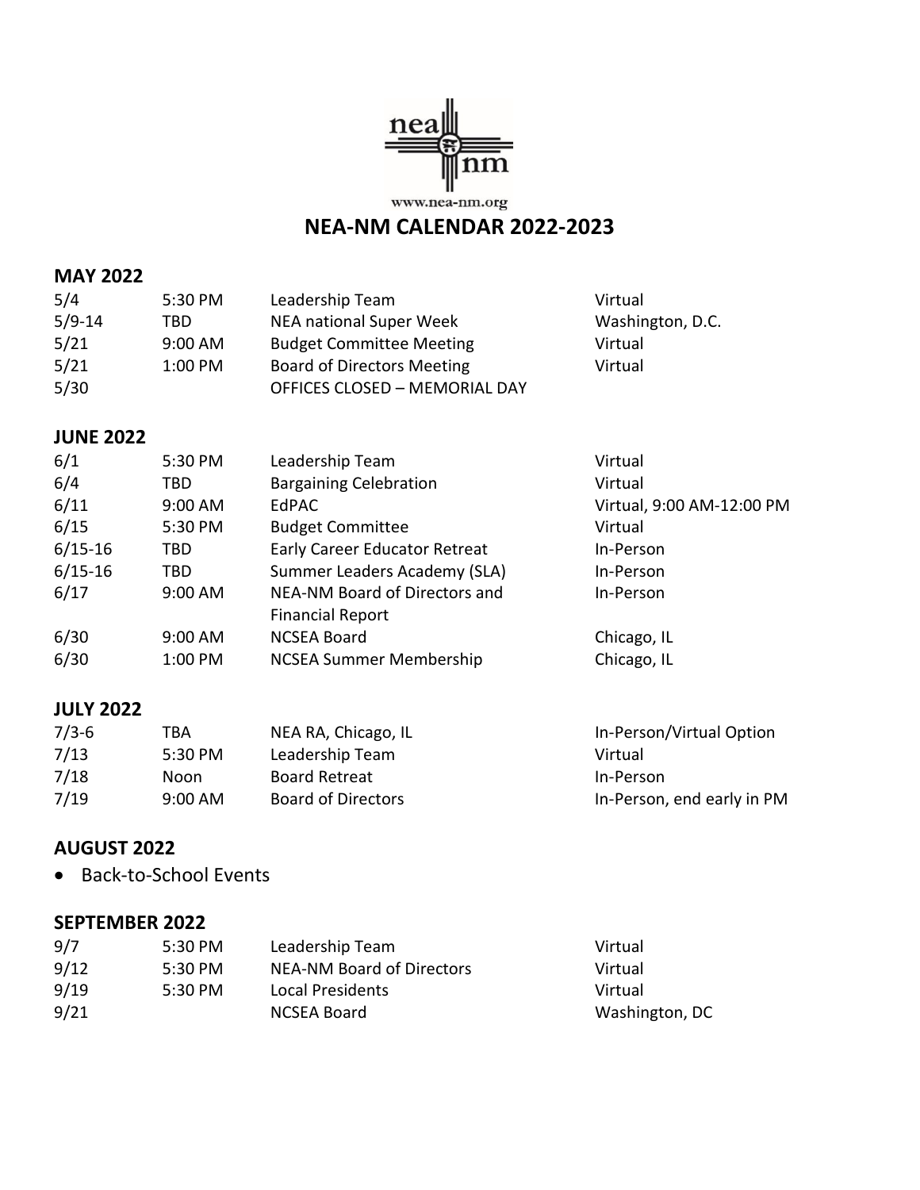www.nea-nm.org

# NEA-NM CALENDAR 2022-2023

## MAY 2022

| | | | |
|---|---|---|---|
| 5/4 | 5:30 PM | Leadership Team | Virtual |
| 5/9-14 | TBD | NEA national Super Week | Washington, D.C. |
| 5/21 | 9:00 AM | Budget Committee Meeting | Virtual |
| 5/21 | 1:00 PM | Board of Directors Meeting | Virtual |
| 5/30 | | OFFICES CLOSED – MEMORIAL DAY | |

## JUNE 2022

| | | | |
|---|---|---|---|
| 6/1 | 5:30 PM | Leadership Team | Virtual |
| 6/4 | TBD | Bargaining Celebration | Virtual |
| 6/11 | 9:00 AM | EdPAC | Virtual, 9:00 AM-12:00 PM |
| 6/15 | 5:30 PM | Budget Committee | Virtual |
| 6/15-16 | TBD | Early Career Educator Retreat | In-Person |
| 6/15-16 | TBD | Summer Leaders Academy (SLA) | In-Person |
| 6/17 | 9:00 AM | NEA-NM Board of Directors and Financial Report | In-Person |
| 6/30 | 9:00 AM | NCSEA Board | Chicago, IL |
| 6/30 | 1:00 PM | NCSEA Summer Membership | Chicago, IL |

## JULY 2022

| | | | |
|---|---|---|---|
| 7/3-6 | TBA | NEA RA, Chicago, IL | In-Person/Virtual Option |
| 7/13 | 5:30 PM | Leadership Team | Virtual |
| 7/18 | Noon | Board Retreat | In-Person |
| 7/19 | 9:00 AM | Board of Directors | In-Person, end early in PM |

## AUGUST 2022

- Back-to-School Events

## SEPTEMBER 2022

| | | | |
|---|---|---|---|
| 9/7 | 5:30 PM | Leadership Team | Virtual |
| 9/12 | 5:30 PM | NEA-NM Board of Directors | Virtual |
| 9/19 | 5:30 PM | Local Presidents | Virtual |
| 9/21 | | NCSEA Board | Washington, DC |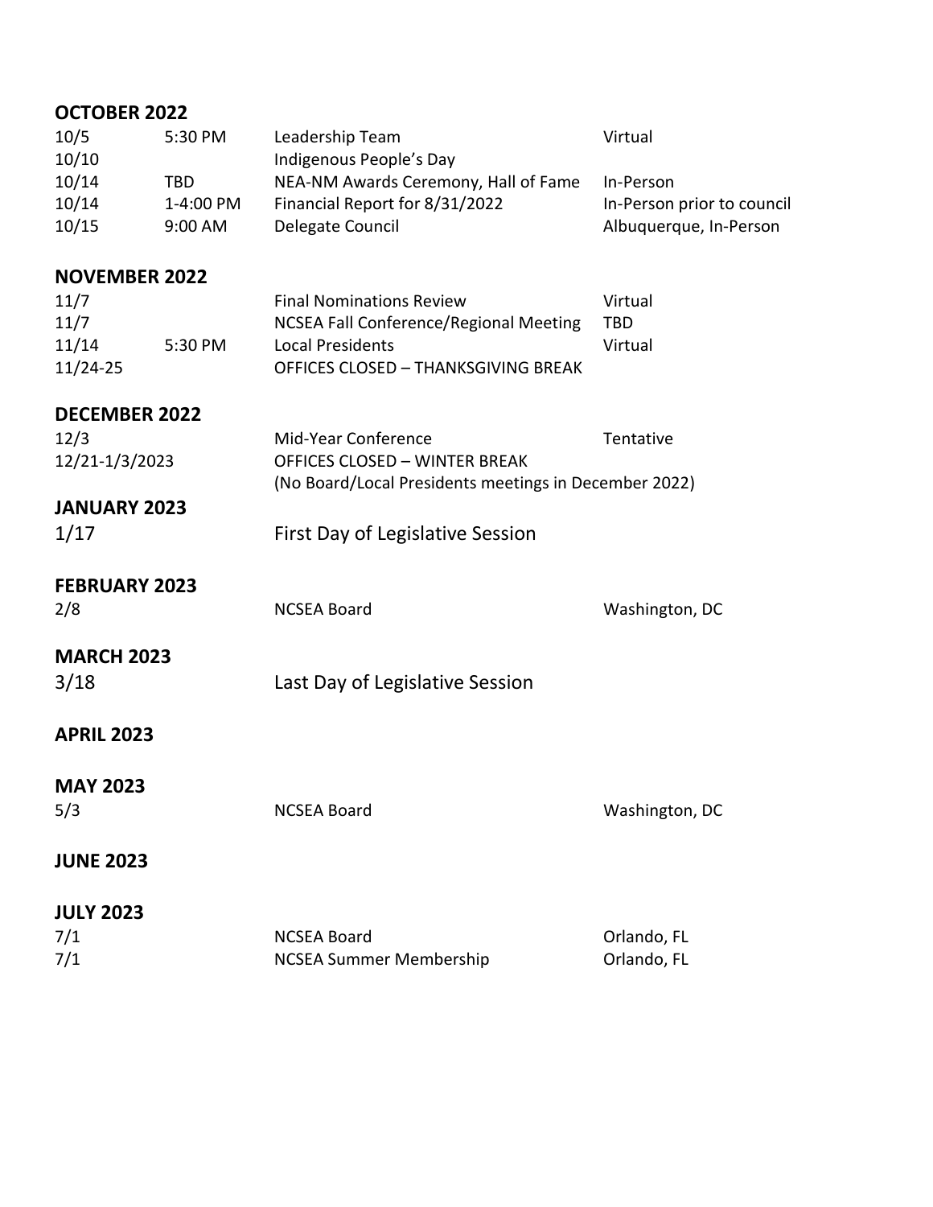## OCTOBER 2022

| | | | |
|---|---|---|---|
| 10/5 | 5:30 PM | Leadership Team | Virtual |
| 10/10 | | Indigenous People's Day | |
| 10/14 | TBD | NEA-NM Awards Ceremony, Hall of Fame | In-Person |
| 10/14 | 1-4:00 PM | Financial Report for 8/31/2022 | In-Person prior to council |
| 10/15 | 9:00 AM | Delegate Council | Albuquerque, In-Person |

## NOVEMBER 2022

| | | | |
|---|---|---|---|
| 11/7 | | Final Nominations Review | Virtual |
| 11/7 | | NCSEA Fall Conference/Regional Meeting | TBD |
| 11/14 | 5:30 PM | Local Presidents | Virtual |
| 11/24-25 | | OFFICES CLOSED – THANKSGIVING BREAK | |

## DECEMBER 2022

| | | |
|---|---|---|
| 12/3 | Mid-Year Conference | Tentative |
| 12/21-1/3/2023 | OFFICES CLOSED – WINTER BREAK | |
| | (No Board/Local Presidents meetings in December 2022) | |

## JANUARY 2023

| | |
|---|---|
| 1/17 | First Day of Legislative Session |

## FEBRUARY 2023

| | | |
|---|---|---|
| 2/8 | NCSEA Board | Washington, DC |

## MARCH 2023

| | |
|---|---|
| 3/18 | Last Day of Legislative Session |

## APRIL 2023

## MAY 2023

| | | |
|---|---|---|
| 5/3 | NCSEA Board | Washington, DC |

## JUNE 2023

## JULY 2023

| | | |
|---|---|---|
| 7/1 | NCSEA Board | Orlando, FL |
| 7/1 | NCSEA Summer Membership | Orlando, FL |